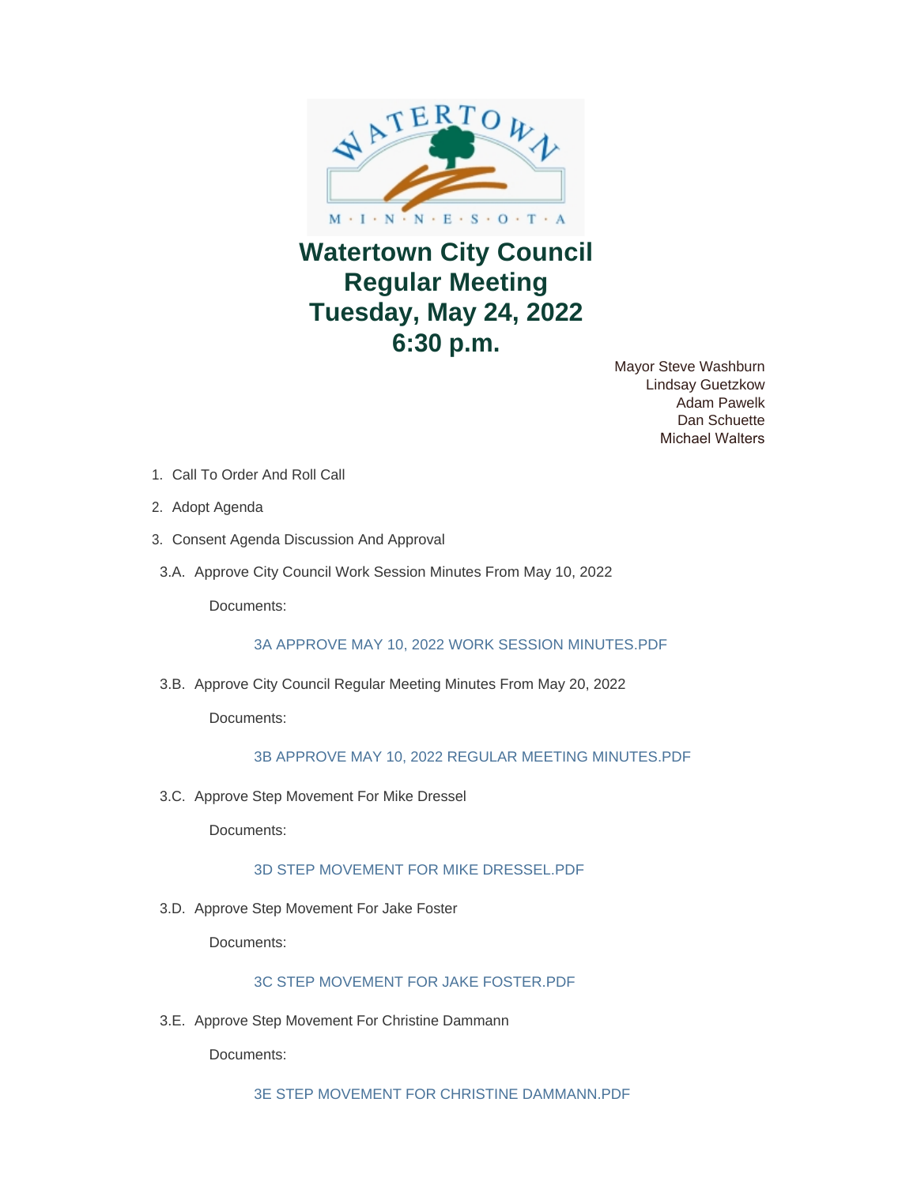# Watertown City Council Regular Meeting Tuesday, May 24, 2022 6:30 p.m.

Mayor Steve Washburn
Lindsay Guetzkow
Adam Pawelk
Dan Schuette
Michael Walters

1. Call To Order And Roll Call
2. Adopt Agenda
3. Consent Agenda Discussion And Approval

3.A. Approve City Council Work Session Minutes From May 10, 2022

Documents:

3A APPROVE MAY 10, 2022 WORK SESSION MINUTES.PDF

3.B. Approve City Council Regular Meeting Minutes From May 20, 2022

Documents:

3B APPROVE MAY 10, 2022 REGULAR MEETING MINUTES.PDF

3.C. Approve Step Movement For Mike Dressel

Documents:

3D STEP MOVEMENT FOR MIKE DRESSEL.PDF

3.D. Approve Step Movement For Jake Foster

Documents:

3C STEP MOVEMENT FOR JAKE FOSTER.PDF

3.E. Approve Step Movement For Christine Dammann

Documents:

3E STEP MOVEMENT FOR CHRISTINE DAMMANN.PDF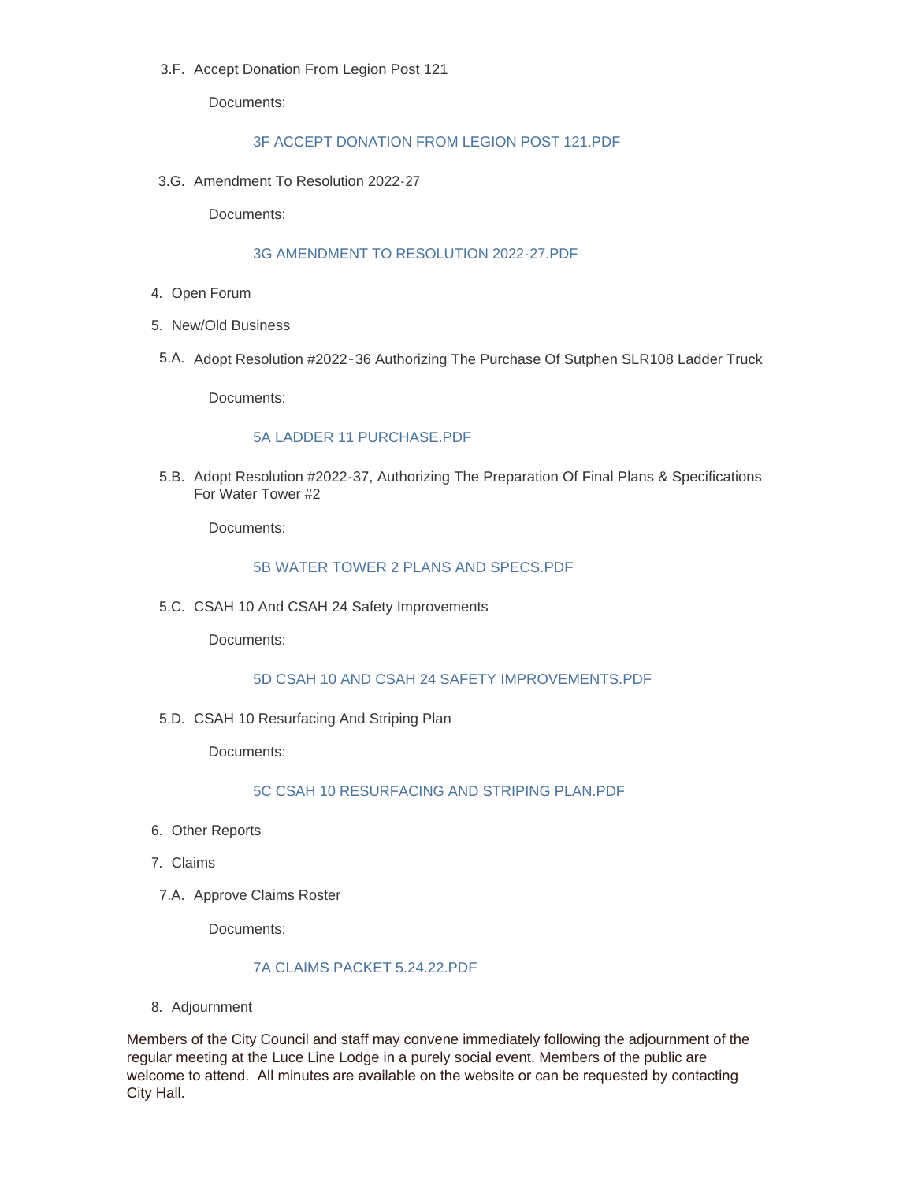3.F. Accept Donation From Legion Post 121

Documents:

3F ACCEPT DONATION FROM LEGION POST 121.PDF

3.G. Amendment To Resolution 2022-27

Documents:

3G AMENDMENT TO RESOLUTION 2022-27.PDF

4. Open Forum

5. New/Old Business

5.A. Adopt Resolution #2022-36 Authorizing The Purchase Of Sutphen SLR108 Ladder Truck

Documents:

5A LADDER 11 PURCHASE.PDF

5.B. Adopt Resolution #2022-37, Authorizing The Preparation Of Final Plans & Specifications For Water Tower #2

Documents:

5B WATER TOWER 2 PLANS AND SPECS.PDF

5.C. CSAH 10 And CSAH 24 Safety Improvements

Documents:

5D CSAH 10 AND CSAH 24 SAFETY IMPROVEMENTS.PDF

5.D. CSAH 10 Resurfacing And Striping Plan

Documents:

5C CSAH 10 RESURFACING AND STRIPING PLAN.PDF

6. Other Reports

7. Claims

7.A. Approve Claims Roster

Documents:

7A CLAIMS PACKET 5.24.22.PDF

8. Adjournment

Members of the City Council and staff may convene immediately following the adjournment of the regular meeting at the Luce Line Lodge in a purely social event. Members of the public are welcome to attend. All minutes are available on the website or can be requested by contacting City Hall.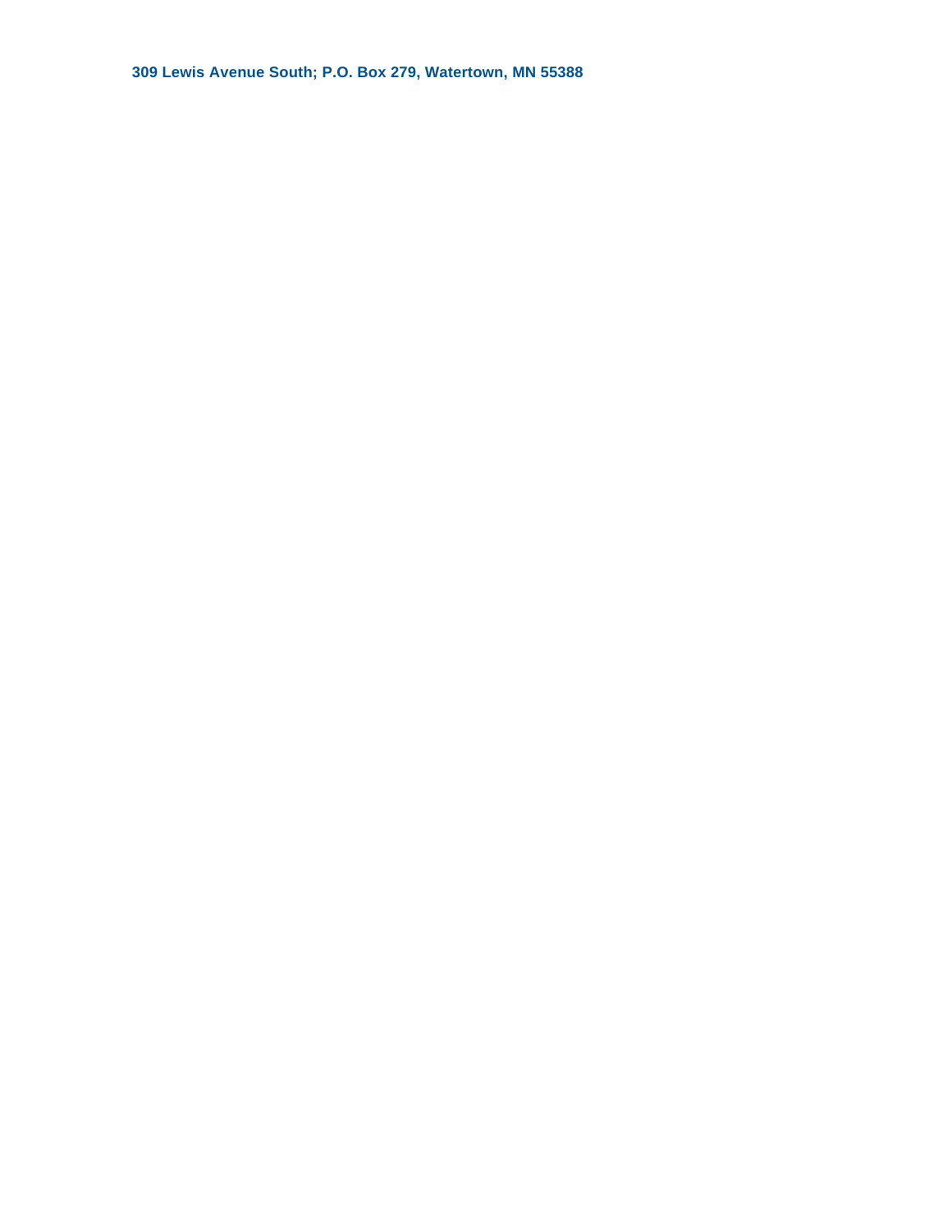**309 Lewis Avenue South; P.O. Box 279, Watertown, MN 55388**